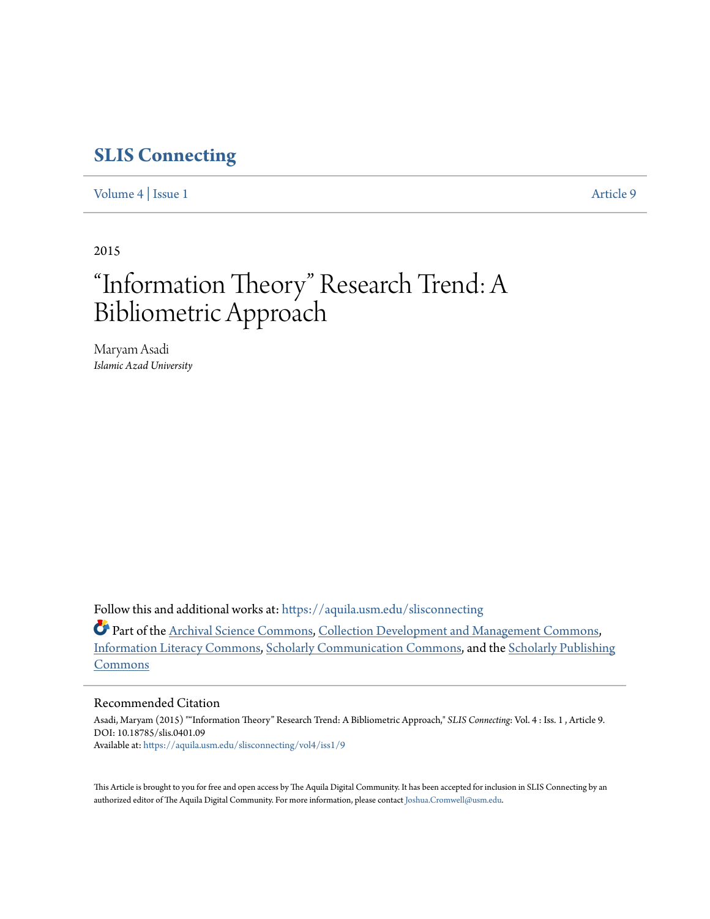# SLIS Connecting

Volume 4 | Issue 1 Article 9

2015

# "Information Theory" Research Trend: A Bibliometric Approach

Maryam Asadi
*Islamic Azad University*

Follow this and additional works at: https://aquila.usm.edu/slisconnecting

Part of the Archival Science Commons, Collection Development and Management Commons, Information Literacy Commons, Scholarly Communication Commons, and the Scholarly Publishing Commons

## Recommended Citation

Asadi, Maryam (2015) ""Information Theory" Research Trend: A Bibliometric Approach," *SLIS Connecting*: Vol. 4 : Iss. 1 , Article 9.
DOI: 10.18785/slis.0401.09
Available at: https://aquila.usm.edu/slisconnecting/vol4/iss1/9

This Article is brought to you for free and open access by The Aquila Digital Community. It has been accepted for inclusion in SLIS Connecting by an authorized editor of The Aquila Digital Community. For more information, please contact Joshua.Cromwell@usm.edu.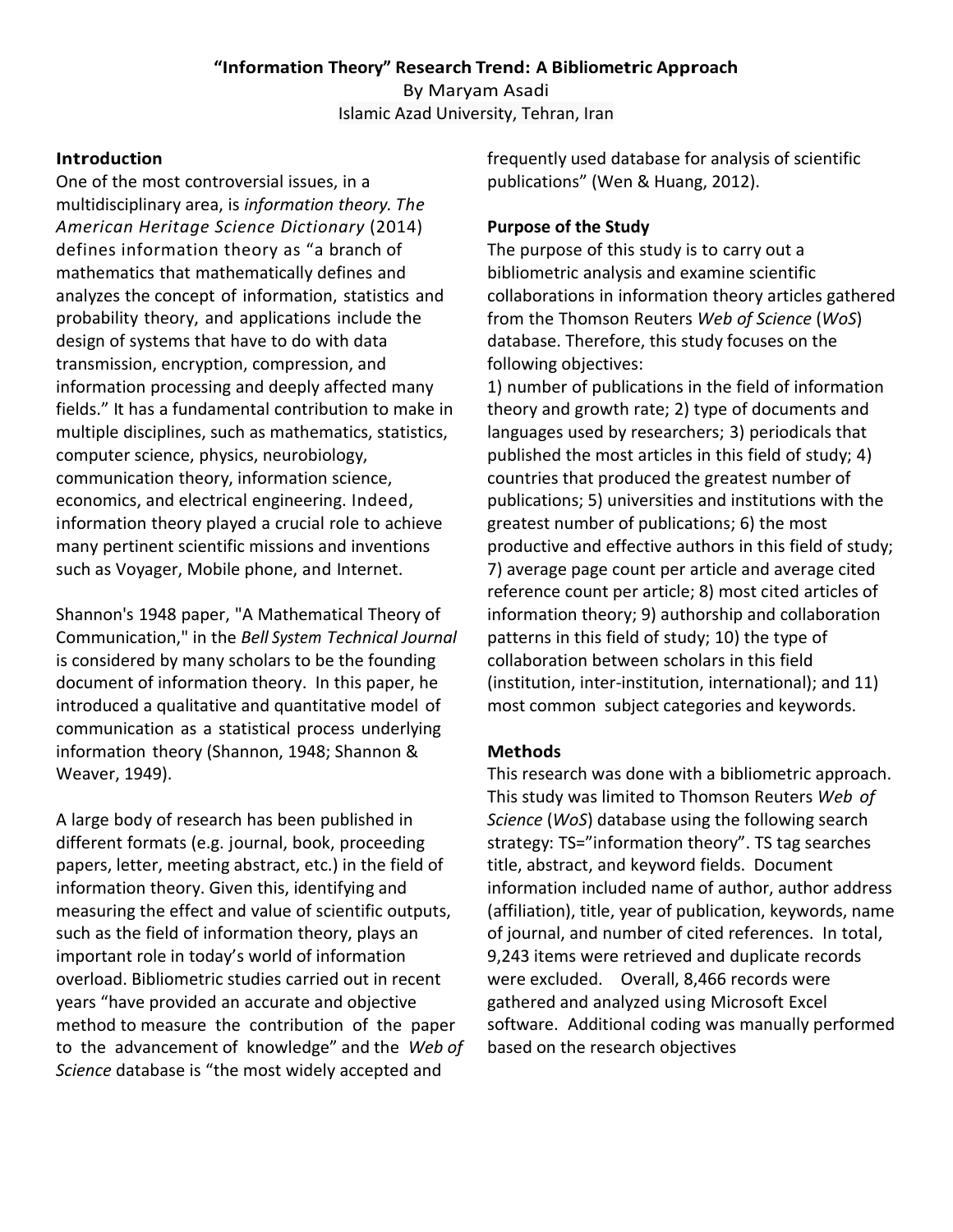# "Information Theory" Research Trend: A Bibliometric Approach

By Maryam Asadi

Islamic Azad University, Tehran, Iran

## Introduction

One of the most controversial issues, in a multidisciplinary area, is *information theory. The American Heritage Science Dictionary* (2014) defines information theory as "a branch of mathematics that mathematically defines and analyzes the concept of information, statistics and probability theory, and applications include the design of systems that have to do with data transmission, encryption, compression, and information processing and deeply affected many fields." It has a fundamental contribution to make in multiple disciplines, such as mathematics, statistics, computer science, physics, neurobiology, communication theory, information science, economics, and electrical engineering. Indeed, information theory played a crucial role to achieve many pertinent scientific missions and inventions such as Voyager, Mobile phone, and Internet.

Shannon's 1948 paper, "A Mathematical Theory of Communication," in the *Bell System Technical Journal* is considered by many scholars to be the founding document of information theory. In this paper, he introduced a qualitative and quantitative model of communication as a statistical process underlying information theory (Shannon, 1948; Shannon & Weaver, 1949).

A large body of research has been published in different formats (e.g. journal, book, proceeding papers, letter, meeting abstract, etc.) in the field of information theory. Given this, identifying and measuring the effect and value of scientific outputs, such as the field of information theory, plays an important role in today's world of information overload. Bibliometric studies carried out in recent years "have provided an accurate and objective method to measure the contribution of the paper to the advancement of knowledge" and the *Web of Science* database is "the most widely accepted and frequently used database for analysis of scientific publications" (Wen & Huang, 2012).

## Purpose of the Study

The purpose of this study is to carry out a bibliometric analysis and examine scientific collaborations in information theory articles gathered from the Thomson Reuters *Web of Science* (*WoS*) database. Therefore, this study focuses on the following objectives:

1) number of publications in the field of information theory and growth rate; 2) type of documents and languages used by researchers; 3) periodicals that published the most articles in this field of study; 4) countries that produced the greatest number of publications; 5) universities and institutions with the greatest number of publications; 6) the most productive and effective authors in this field of study; 7) average page count per article and average cited reference count per article; 8) most cited articles of information theory; 9) authorship and collaboration patterns in this field of study; 10) the type of collaboration between scholars in this field (institution, inter-institution, international); and 11) most common subject categories and keywords.

## Methods

This research was done with a bibliometric approach. This study was limited to Thomson Reuters *Web of Science* (*WoS*) database using the following search strategy: TS="information theory". TS tag searches title, abstract, and keyword fields. Document information included name of author, author address (affiliation), title, year of publication, keywords, name of journal, and number of cited references. In total, 9,243 items were retrieved and duplicate records were excluded. Overall, 8,466 records were gathered and analyzed using Microsoft Excel software. Additional coding was manually performed based on the research objectives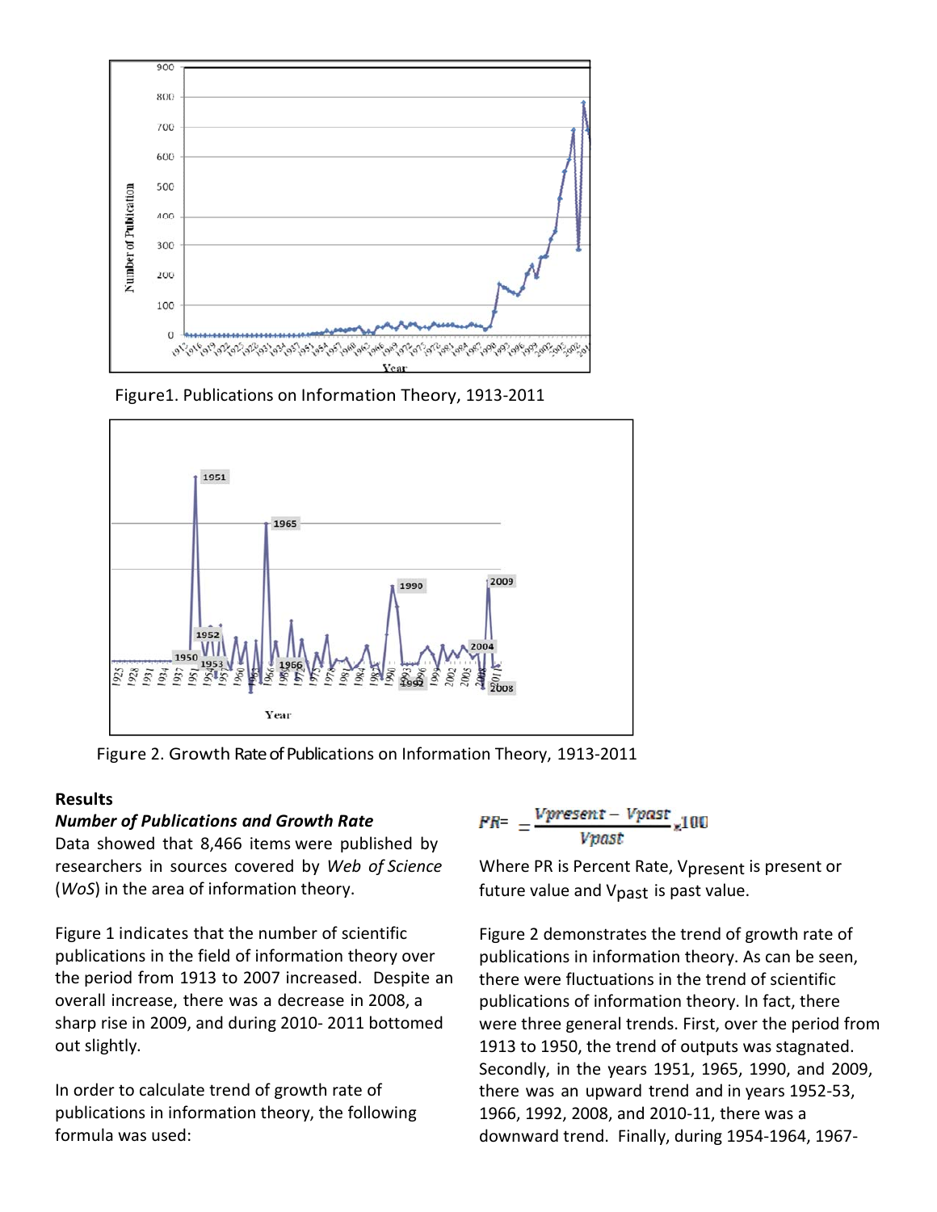Figure1. Publications on Information Theory, 1913-2011

Figure 2. Growth Rate of Publications on Information Theory, 1913-2011

## Results

### *Number of Publications and Growth Rate*

Data showed that 8,466 items were published by researchers in sources covered by *Web of Science* (*WoS*) in the area of information theory.

Figure 1 indicates that the number of scientific publications in the field of information theory over the period from 1913 to 2007 increased. Despite an overall increase, there was a decrease in 2008, a sharp rise in 2009, and during 2010- 2011 bottomed out slightly.

In order to calculate trend of growth rate of publications in information theory, the following formula was used:

$$PR = \frac{V_{present} - V_{past}}{V_{past}} \times 100$$

Where PR is Percent Rate, $V_{present}$ is present or future value and $V_{past}$ is past value.

Figure 2 demonstrates the trend of growth rate of publications in information theory. As can be seen, there were fluctuations in the trend of scientific publications of information theory. In fact, there were three general trends. First, over the period from 1913 to 1950, the trend of outputs was stagnated. Secondly, in the years 1951, 1965, 1990, and 2009, there was an upward trend and in years 1952-53, 1966, 1992, 2008, and 2010-11, there was a downward trend. Finally, during 1954-1964, 1967-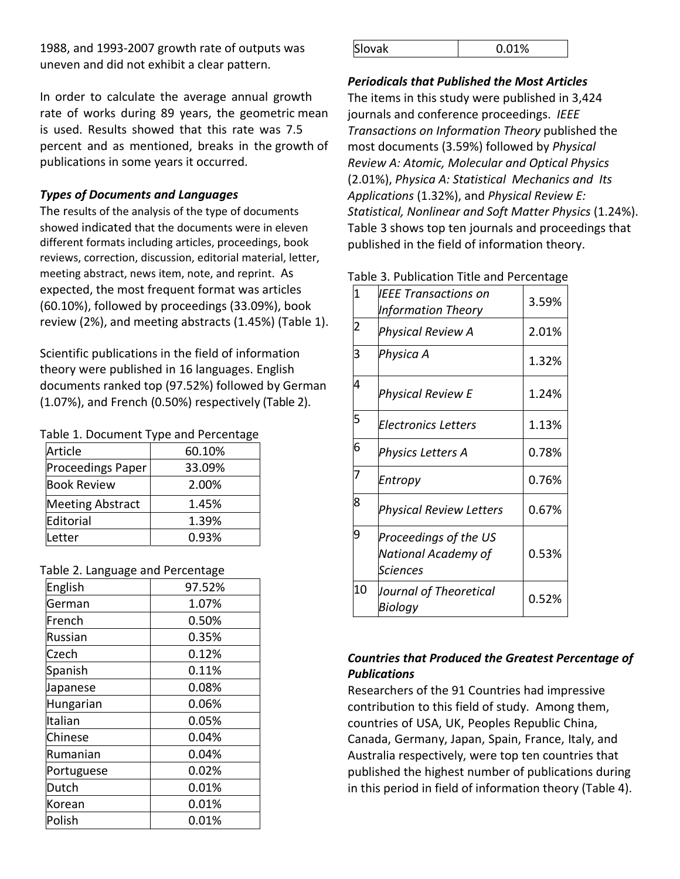1988, and 1993-2007 growth rate of outputs was uneven and did not exhibit a clear pattern.

In order to calculate the average annual growth rate of works during 89 years, the geometric mean is used. Results showed that this rate was 7.5 percent and as mentioned, breaks in the growth of publications in some years it occurred.

### *Types of Documents and Languages*

The results of the analysis of the type of documents showed indicated that the documents were in eleven different formats including articles, proceedings, book reviews, correction, discussion, editorial material, letter, meeting abstract, news item, note, and reprint. As expected, the most frequent format was articles (60.10%), followed by proceedings (33.09%), book review (2%), and meeting abstracts (1.45%) (Table 1).

Scientific publications in the field of information theory were published in 16 languages. English documents ranked top (97.52%) followed by German (1.07%), and French (0.50%) respectively (Table 2).

Table 1. Document Type and Percentage

| Document Type | Percentage |
|---|---|
| Article | 60.10% |
| Proceedings Paper | 33.09% |
| Book Review | 2.00% |
| Meeting Abstract | 1.45% |
| Editorial | 1.39% |
| Letter | 0.93% |

Table 2. Language and Percentage

| Language | Percentage |
|---|---|
| English | 97.52% |
| German | 1.07% |
| French | 0.50% |
| Russian | 0.35% |
| Czech | 0.12% |
| Spanish | 0.11% |
| Japanese | 0.08% |
| Hungarian | 0.06% |
| Italian | 0.05% |
| Chinese | 0.04% |
| Rumanian | 0.04% |
| Portuguese | 0.02% |
| Dutch | 0.01% |
| Korean | 0.01% |
| Polish | 0.01% |
| Slovak | 0.01% |

### *Periodicals that Published the Most Articles*

The items in this study were published in 3,424 journals and conference proceedings. *IEEE Transactions on Information Theory* published the most documents (3.59%) followed by *Physical Review A: Atomic, Molecular and Optical Physics* (2.01%), *Physica A: Statistical Mechanics and Its Applications* (1.32%), and *Physical Review E: Statistical, Nonlinear and Soft Matter Physics* (1.24%). Table 3 shows top ten journals and proceedings that published in the field of information theory.

Table 3. Publication Title and Percentage

| Rank | Publication Title | Percentage |
|---|---|---|
| 1 | *IEEE Transactions on Information Theory* | 3.59% |
| 2 | *Physical Review A* | 2.01% |
| 3 | *Physica A* | 1.32% |
| 4 | *Physical Review E* | 1.24% |
| 5 | *Electronics Letters* | 1.13% |
| 6 | *Physics Letters A* | 0.78% |
| 7 | *Entropy* | 0.76% |
| 8 | *Physical Review Letters* | 0.67% |
| 9 | *Proceedings of the US National Academy of Sciences* | 0.53% |
| 10 | *Journal of Theoretical Biology* | 0.52% |

### *Countries that Produced the Greatest Percentage of Publications*

Researchers of the 91 Countries had impressive contribution to this field of study. Among them, countries of USA, UK, Peoples Republic China, Canada, Germany, Japan, Spain, France, Italy, and Australia respectively, were top ten countries that published the highest number of publications during in this period in field of information theory (Table 4).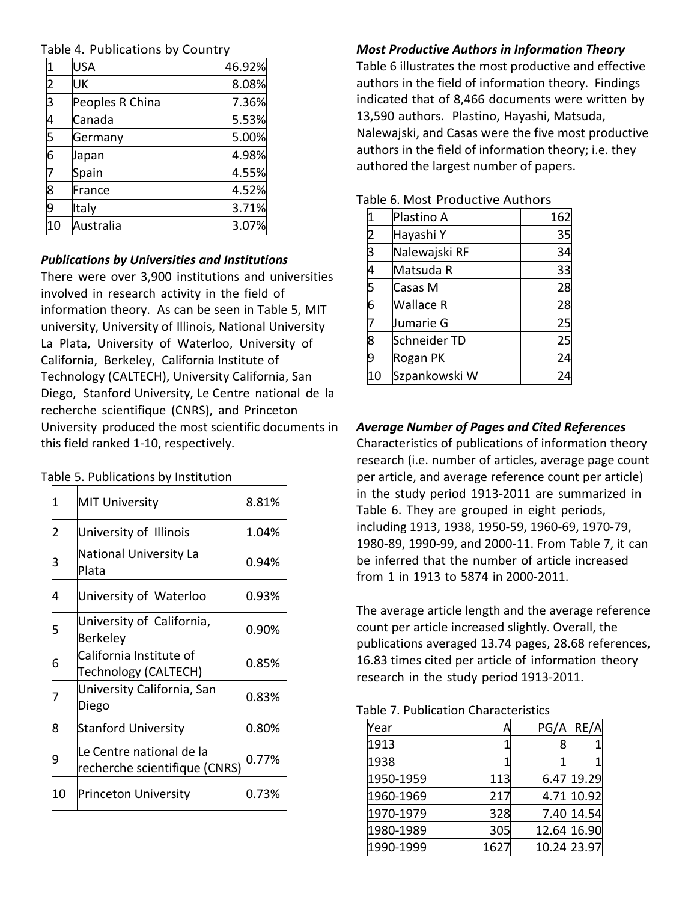Table 4. Publications by Country

| | | |
|---|---|---|
| 1 | USA | 46.92% |
| 2 | UK | 8.08% |
| 3 | Peoples R China | 7.36% |
| 4 | Canada | 5.53% |
| 5 | Germany | 5.00% |
| 6 | Japan | 4.98% |
| 7 | Spain | 4.55% |
| 8 | France | 4.52% |
| 9 | Italy | 3.71% |
| 10 | Australia | 3.07% |

***Publications by Universities and Institutions***

There were over 3,900 institutions and universities involved in research activity in the field of information theory. As can be seen in Table 5, MIT university, University of Illinois, National University La Plata, University of Waterloo, University of California, Berkeley, California Institute of Technology (CALTECH), University California, San Diego, Stanford University, Le Centre national de la recherche scientifique (CNRS), and Princeton University produced the most scientific documents in this field ranked 1-10, respectively.

Table 5. Publications by Institution

| | | |
|---|---|---|
| 1 | MIT University | 8.81% |
| 2 | University of Illinois | 1.04% |
| 3 | National University La Plata | 0.94% |
| 4 | University of Waterloo | 0.93% |
| 5 | University of California, Berkeley | 0.90% |
| 6 | California Institute of Technology (CALTECH) | 0.85% |
| 7 | University California, San Diego | 0.83% |
| 8 | Stanford University | 0.80% |
| 9 | Le Centre national de la recherche scientifique (CNRS) | 0.77% |
| 10 | Princeton University | 0.73% |

***Most Productive Authors in Information Theory***

Table 6 illustrates the most productive and effective authors in the field of information theory. Findings indicated that of 8,466 documents were written by 13,590 authors. Plastino, Hayashi, Matsuda, Nalewajski, and Casas were the five most productive authors in the field of information theory; i.e. they authored the largest number of papers.

Table 6. Most Productive Authors

| | | |
|---|---|---|
| 1 | Plastino A | 162 |
| 2 | Hayashi Y | 35 |
| 3 | Nalewajski RF | 34 |
| 4 | Matsuda R | 33 |
| 5 | Casas M | 28 |
| 6 | Wallace R | 28 |
| 7 | Jumarie G | 25 |
| 8 | Schneider TD | 25 |
| 9 | Rogan PK | 24 |
| 10 | Szpankowski W | 24 |

***Average Number of Pages and Cited References***

Characteristics of publications of information theory research (i.e. number of articles, average page count per article, and average reference count per article) in the study period 1913-2011 are summarized in Table 6. They are grouped in eight periods, including 1913, 1938, 1950-59, 1960-69, 1970-79, 1980-89, 1990-99, and 2000-11. From Table 7, it can be inferred that the number of article increased from 1 in 1913 to 5874 in 2000-2011.

The average article length and the average reference count per article increased slightly. Overall, the publications averaged 13.74 pages, 28.68 references, 16.83 times cited per article of information theory research in the study period 1913-2011.

Table 7. Publication Characteristics

| Year | A | PG/A | RE/A |
|---|---|---|---|
| 1913 | 1 | 8 | 1 |
| 1938 | 1 | 1 | 1 |
| 1950-1959 | 113 | 6.47 | 19.29 |
| 1960-1969 | 217 | 4.71 | 10.92 |
| 1970-1979 | 328 | 7.40 | 14.54 |
| 1980-1989 | 305 | 12.64 | 16.90 |
| 1990-1999 | 1627 | 10.24 | 23.97 |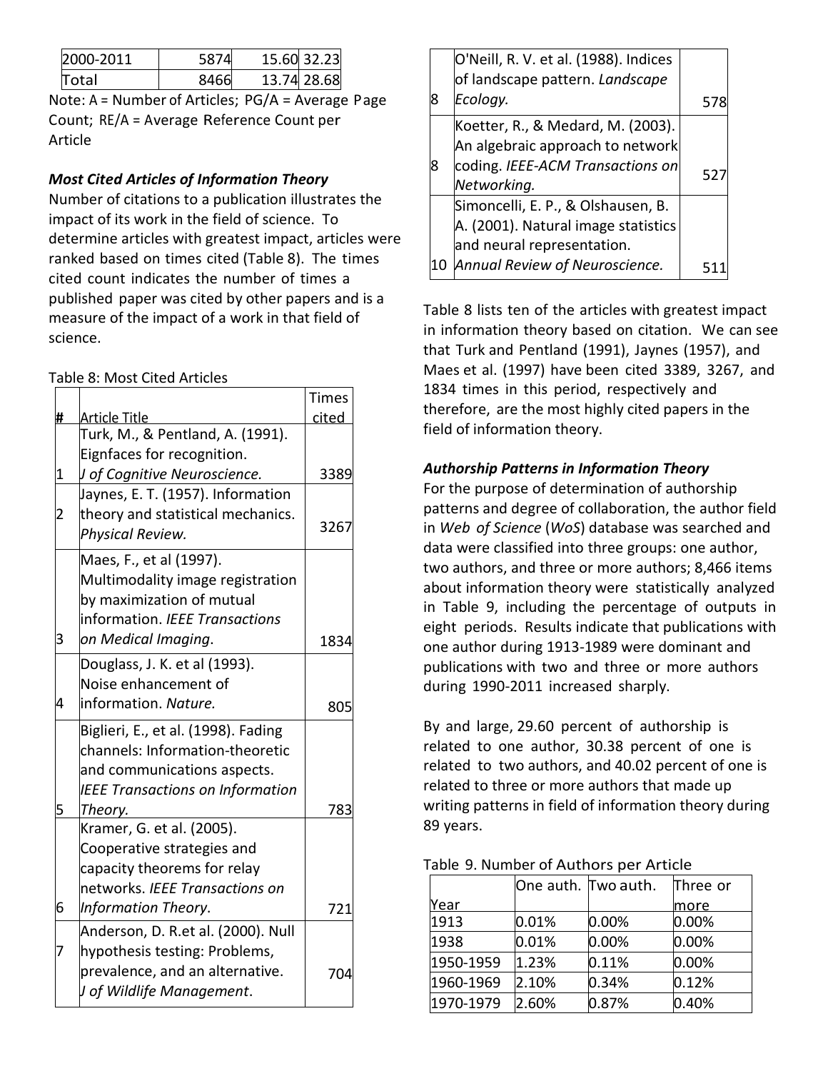| 2000-2011 | 5874 | 15.60 | 32.23 |
|---|---|---|---|
| Total | 8466 | 13.74 | 28.68 |

Note: A = Number of Articles; PG/A = Average Page Count; RE/A = Average Reference Count per Article

### *Most Cited Articles of Information Theory*

Number of citations to a publication illustrates the impact of its work in the field of science. To determine articles with greatest impact, articles were ranked based on times cited (Table 8). The times cited count indicates the number of times a published paper was cited by other papers and is a measure of the impact of a work in that field of science.

Table 8: Most Cited Articles

| # | Article Title | Times cited |
|---|---|---|
| 1 | Turk, M., & Pentland, A. (1991). Eignfaces for recognition. *J of Cognitive Neuroscience.* | 3389 |
| 2 | Jaynes, E. T. (1957). Information theory and statistical mechanics. *Physical Review.* | 3267 |
| 3 | Maes, F., et al (1997). Multimodality image registration by maximization of mutual information. *IEEE Transactions on Medical Imaging*. | 1834 |
| 4 | Douglass, J. K. et al (1993). Noise enhancement of information. *Nature.* | 805 |
| 5 | Biglieri, E., et al. (1998). Fading channels: Information-theoretic and communications aspects. *IEEE Transactions on Information Theory.* | 783 |
| 6 | Kramer, G. et al. (2005). Cooperative strategies and capacity theorems for relay networks. *IEEE Transactions on Information Theory*. | 721 |
| 7 | Anderson, D. R.et al. (2000). Null hypothesis testing: Problems, prevalence, and an alternative. *J of Wildlife Management*. | 704 |
| 8 | O'Neill, R. V. et al. (1988). Indices of landscape pattern. *Landscape Ecology.* | 578 |
| 8 | Koetter, R., & Medard, M. (2003). An algebraic approach to network coding. *IEEE-ACM Transactions on Networking.* | 527 |
| 10 | Simoncelli, E. P., & Olshausen, B. A. (2001). Natural image statistics and neural representation. *Annual Review of Neuroscience.* | 511 |

Table 8 lists ten of the articles with greatest impact in information theory based on citation. We can see that Turk and Pentland (1991), Jaynes (1957), and Maes et al. (1997) have been cited 3389, 3267, and 1834 times in this period, respectively and therefore, are the most highly cited papers in the field of information theory.

### *Authorship Patterns in Information Theory*

For the purpose of determination of authorship patterns and degree of collaboration, the author field in *Web of Science* (*WoS*) database was searched and data were classified into three groups: one author, two authors, and three or more authors; 8,466 items about information theory were statistically analyzed in Table 9, including the percentage of outputs in eight periods. Results indicate that publications with one author during 1913-1989 were dominant and publications with two and three or more authors during 1990-2011 increased sharply.

By and large, 29.60 percent of authorship is related to one author, 30.38 percent of one is related to two authors, and 40.02 percent of one is related to three or more authors that made up writing patterns in field of information theory during 89 years.

Table 9. Number of Authors per Article

| Year | One auth. | Two auth. | Three or more |
|---|---|---|---|
| 1913 | 0.01% | 0.00% | 0.00% |
| 1938 | 0.01% | 0.00% | 0.00% |
| 1950-1959 | 1.23% | 0.11% | 0.00% |
| 1960-1969 | 2.10% | 0.34% | 0.12% |
| 1970-1979 | 2.60% | 0.87% | 0.40% |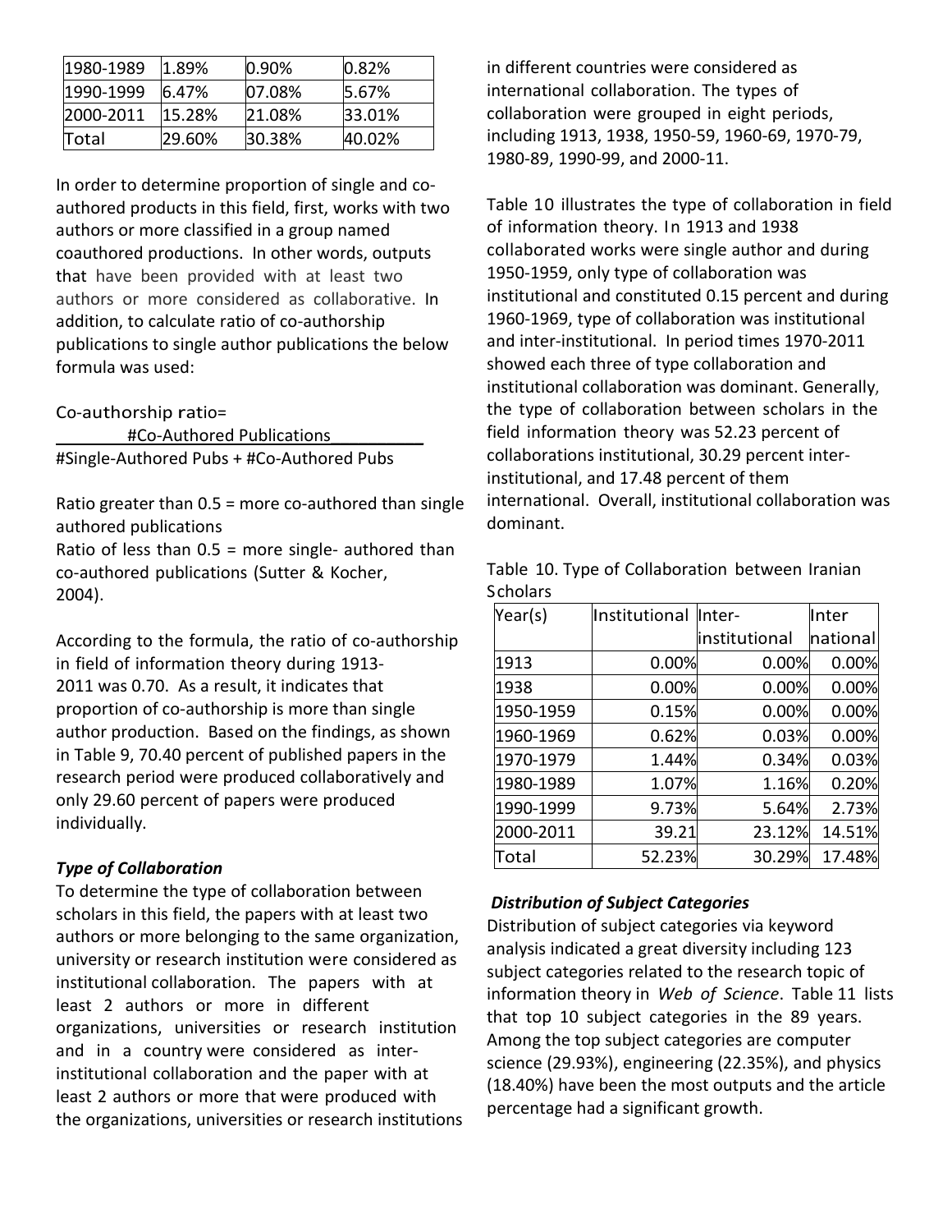| 1980-1989 | 1.89% | 0.90% | 0.82% |
|---|---|---|---|
| 1990-1999 | 6.47% | 07.08% | 5.67% |
| 2000-2011 | 15.28% | 21.08% | 33.01% |
| Total | 29.60% | 30.38% | 40.02% |

In order to determine proportion of single and co-authored products in this field, first, works with two authors or more classified in a group named coauthored productions. In other words, outputs that have been provided with at least two authors or more considered as collaborative. In addition, to calculate ratio of co-authorship publications to single author publications the below formula was used:

$$\text{Co-authorship ratio} = \frac{\text{\#Co-Authored Publications}}{\text{\#Single-Authored Pubs} + \text{\#Co-Authored Pubs}}$$

Ratio greater than 0.5 = more co-authored than single authored publications
Ratio of less than 0.5 = more single- authored than co-authored publications (Sutter & Kocher, 2004).

According to the formula, the ratio of co-authorship in field of information theory during 1913-2011 was 0.70. As a result, it indicates that proportion of co-authorship is more than single author production. Based on the findings, as shown in Table 9, 70.40 percent of published papers in the research period were produced collaboratively and only 29.60 percent of papers were produced individually.

### *Type of Collaboration*

To determine the type of collaboration between scholars in this field, the papers with at least two authors or more belonging to the same organization, university or research institution were considered as institutional collaboration. The papers with at least 2 authors or more in different organizations, universities or research institution and in a country were considered as inter-institutional collaboration and the paper with at least 2 authors or more that were produced with the organizations, universities or research institutions in different countries were considered as international collaboration. The types of collaboration were grouped in eight periods, including 1913, 1938, 1950-59, 1960-69, 1970-79, 1980-89, 1990-99, and 2000-11.

Table 10 illustrates the type of collaboration in field of information theory. In 1913 and 1938 collaborated works were single author and during 1950-1959, only type of collaboration was institutional and constituted 0.15 percent and during 1960-1969, type of collaboration was institutional and inter-institutional. In period times 1970-2011 showed each three of type collaboration and institutional collaboration was dominant. Generally, the type of collaboration between scholars in the field information theory was 52.23 percent of collaborations institutional, 30.29 percent inter-institutional, and 17.48 percent of them international. Overall, institutional collaboration was dominant.

Table 10. Type of Collaboration between Iranian Scholars

| Year(s) | Institutional | Inter-institutional | International |
|---|---|---|---|
| 1913 | 0.00% | 0.00% | 0.00% |
| 1938 | 0.00% | 0.00% | 0.00% |
| 1950-1959 | 0.15% | 0.00% | 0.00% |
| 1960-1969 | 0.62% | 0.03% | 0.00% |
| 1970-1979 | 1.44% | 0.34% | 0.03% |
| 1980-1989 | 1.07% | 1.16% | 0.20% |
| 1990-1999 | 9.73% | 5.64% | 2.73% |
| 2000-2011 | 39.21 | 23.12% | 14.51% |
| Total | 52.23% | 30.29% | 17.48% |

### *Distribution of Subject Categories*

Distribution of subject categories via keyword analysis indicated a great diversity including 123 subject categories related to the research topic of information theory in *Web of Science*. Table 11 lists that top 10 subject categories in the 89 years. Among the top subject categories are computer science (29.93%), engineering (22.35%), and physics (18.40%) have been the most outputs and the article percentage had a significant growth.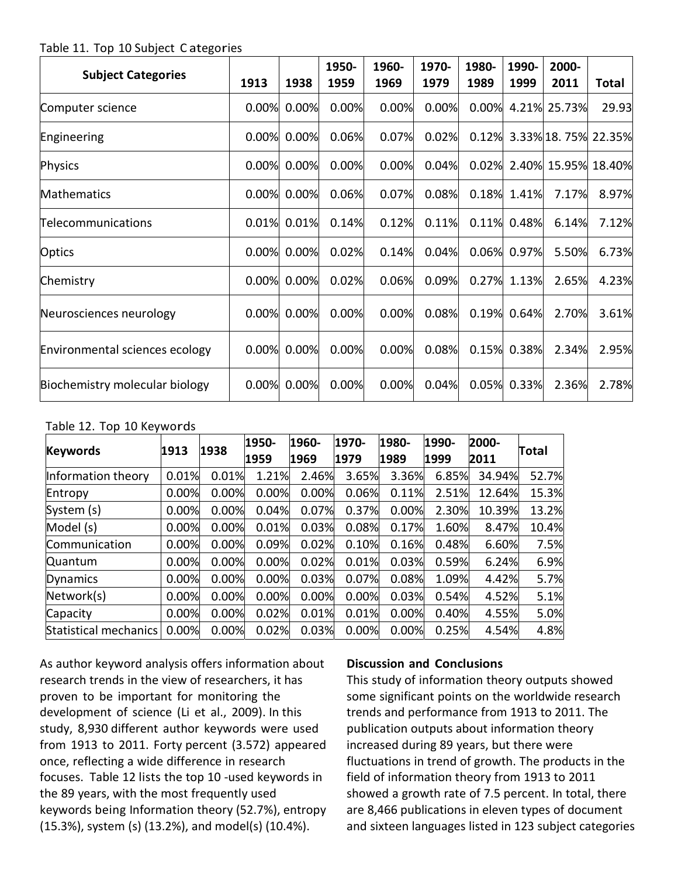Table 11. Top 10 Subject Categories

| Subject Categories | 1913 | 1938 | 1950-1959 | 1960-1969 | 1970-1979 | 1980-1989 | 1990-1999 | 2000-2011 | Total |
|---|---|---|---|---|---|---|---|---|---|
| Computer science | 0.00% | 0.00% | 0.00% | 0.00% | 0.00% | 0.00% | 4.21% | 25.73% | 29.93 |
| Engineering | 0.00% | 0.00% | 0.06% | 0.07% | 0.02% | 0.12% | 3.33% | 18. 75% | 22.35% |
| Physics | 0.00% | 0.00% | 0.00% | 0.00% | 0.04% | 0.02% | 2.40% | 15.95% | 18.40% |
| Mathematics | 0.00% | 0.00% | 0.06% | 0.07% | 0.08% | 0.18% | 1.41% | 7.17% | 8.97% |
| Telecommunications | 0.01% | 0.01% | 0.14% | 0.12% | 0.11% | 0.11% | 0.48% | 6.14% | 7.12% |
| Optics | 0.00% | 0.00% | 0.02% | 0.14% | 0.04% | 0.06% | 0.97% | 5.50% | 6.73% |
| Chemistry | 0.00% | 0.00% | 0.02% | 0.06% | 0.09% | 0.27% | 1.13% | 2.65% | 4.23% |
| Neurosciences neurology | 0.00% | 0.00% | 0.00% | 0.00% | 0.08% | 0.19% | 0.64% | 2.70% | 3.61% |
| Environmental sciences ecology | 0.00% | 0.00% | 0.00% | 0.00% | 0.08% | 0.15% | 0.38% | 2.34% | 2.95% |
| Biochemistry molecular biology | 0.00% | 0.00% | 0.00% | 0.00% | 0.04% | 0.05% | 0.33% | 2.36% | 2.78% |

Table 12. Top 10 Keywords

| Keywords | 1913 | 1938 | 1950-1959 | 1960-1969 | 1970-1979 | 1980-1989 | 1990-1999 | 2000-2011 | Total |
|---|---|---|---|---|---|---|---|---|---|
| Information theory | 0.01% | 0.01% | 1.21% | 2.46% | 3.65% | 3.36% | 6.85% | 34.94% | 52.7% |
| Entropy | 0.00% | 0.00% | 0.00% | 0.00% | 0.06% | 0.11% | 2.51% | 12.64% | 15.3% |
| System (s) | 0.00% | 0.00% | 0.04% | 0.07% | 0.37% | 0.00% | 2.30% | 10.39% | 13.2% |
| Model (s) | 0.00% | 0.00% | 0.01% | 0.03% | 0.08% | 0.17% | 1.60% | 8.47% | 10.4% |
| Communication | 0.00% | 0.00% | 0.09% | 0.02% | 0.10% | 0.16% | 0.48% | 6.60% | 7.5% |
| Quantum | 0.00% | 0.00% | 0.00% | 0.02% | 0.01% | 0.03% | 0.59% | 6.24% | 6.9% |
| Dynamics | 0.00% | 0.00% | 0.00% | 0.03% | 0.07% | 0.08% | 1.09% | 4.42% | 5.7% |
| Network(s) | 0.00% | 0.00% | 0.00% | 0.00% | 0.00% | 0.03% | 0.54% | 4.52% | 5.1% |
| Capacity | 0.00% | 0.00% | 0.02% | 0.01% | 0.01% | 0.00% | 0.40% | 4.55% | 5.0% |
| Statistical mechanics | 0.00% | 0.00% | 0.02% | 0.03% | 0.00% | 0.00% | 0.25% | 4.54% | 4.8% |

As author keyword analysis offers information about research trends in the view of researchers, it has proven to be important for monitoring the development of science (Li et al., 2009). In this study, 8,930 different author keywords were used from 1913 to 2011. Forty percent (3.572) appeared once, reflecting a wide difference in research focuses. Table 12 lists the top 10 -used keywords in the 89 years, with the most frequently used keywords being Information theory (52.7%), entropy (15.3%), system (s) (13.2%), and model(s) (10.4%).

## Discussion and Conclusions

This study of information theory outputs showed some significant points on the worldwide research trends and performance from 1913 to 2011. The publication outputs about information theory increased during 89 years, but there were fluctuations in trend of growth. The products in the field of information theory from 1913 to 2011 showed a growth rate of 7.5 percent. In total, there are 8,466 publications in eleven types of document and sixteen languages listed in 123 subject categories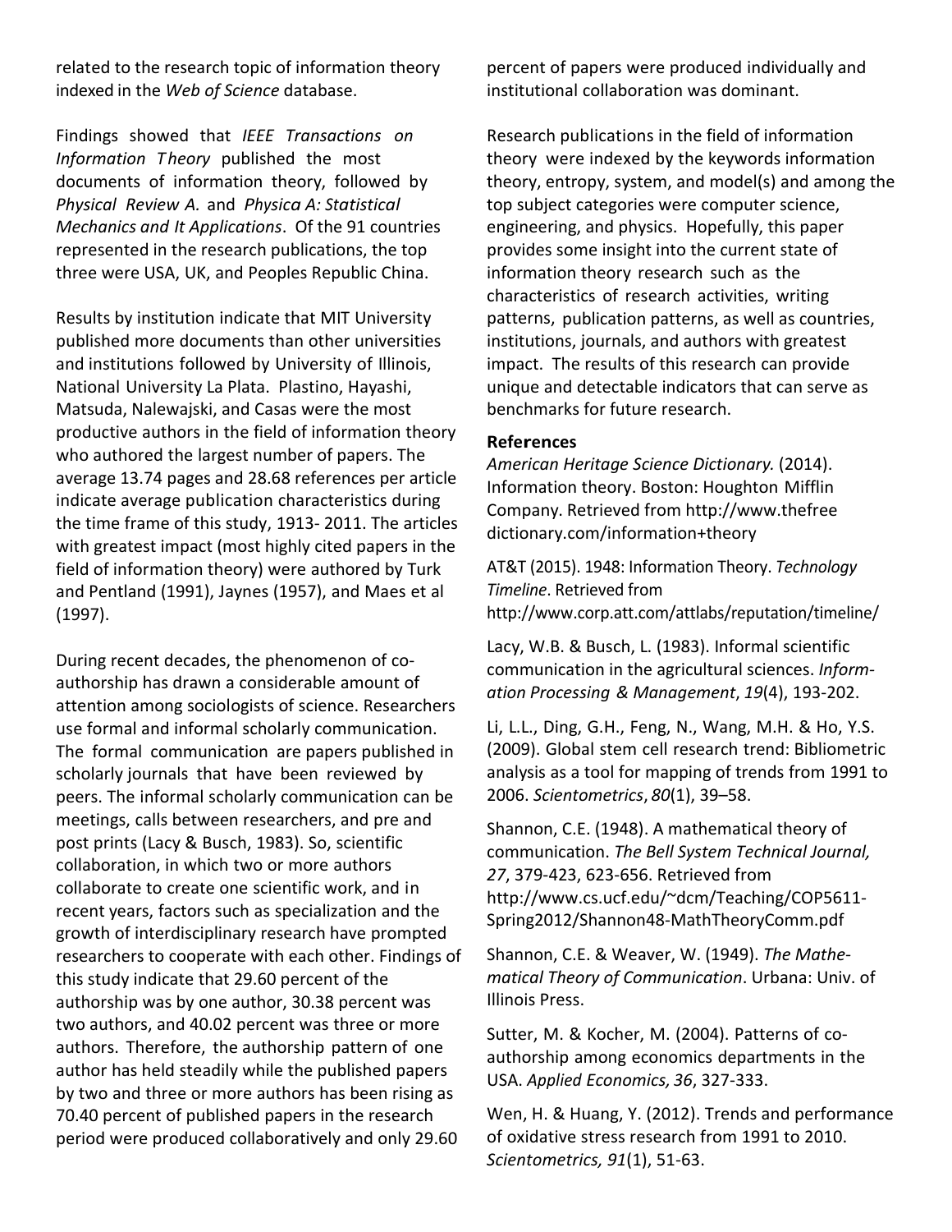related to the research topic of information theory indexed in the *Web of Science* database.

Findings showed that *IEEE Transactions on Information Theory* published the most documents of information theory, followed by *Physical Review A.* and *Physica A: Statistical Mechanics and It Applications*. Of the 91 countries represented in the research publications, the top three were USA, UK, and Peoples Republic China.

Results by institution indicate that MIT University published more documents than other universities and institutions followed by University of Illinois, National University La Plata. Plastino, Hayashi, Matsuda, Nalewajski, and Casas were the most productive authors in the field of information theory who authored the largest number of papers. The average 13.74 pages and 28.68 references per article indicate average publication characteristics during the time frame of this study, 1913- 2011. The articles with greatest impact (most highly cited papers in the field of information theory) were authored by Turk and Pentland (1991), Jaynes (1957), and Maes et al (1997).

During recent decades, the phenomenon of co-authorship has drawn a considerable amount of attention among sociologists of science. Researchers use formal and informal scholarly communication. The formal communication are papers published in scholarly journals that have been reviewed by peers. The informal scholarly communication can be meetings, calls between researchers, and pre and post prints (Lacy & Busch, 1983). So, scientific collaboration, in which two or more authors collaborate to create one scientific work, and in recent years, factors such as specialization and the growth of interdisciplinary research have prompted researchers to cooperate with each other. Findings of this study indicate that 29.60 percent of the authorship was by one author, 30.38 percent was two authors, and 40.02 percent was three or more authors. Therefore, the authorship pattern of one author has held steadily while the published papers by two and three or more authors has been rising as 70.40 percent of published papers in the research period were produced collaboratively and only 29.60 percent of papers were produced individually and institutional collaboration was dominant.

Research publications in the field of information theory were indexed by the keywords information theory, entropy, system, and model(s) and among the top subject categories were computer science, engineering, and physics. Hopefully, this paper provides some insight into the current state of information theory research such as the characteristics of research activities, writing patterns, publication patterns, as well as countries, institutions, journals, and authors with greatest impact. The results of this research can provide unique and detectable indicators that can serve as benchmarks for future research.

**References**

*American Heritage Science Dictionary.* (2014). Information theory. Boston: Houghton Mifflin Company. Retrieved from http://www.thefreedictionary.com/information+theory

AT&T (2015). 1948: Information Theory. *Technology Timeline*. Retrieved from http://www.corp.att.com/attlabs/reputation/timeline/

Lacy, W.B. & Busch, L. (1983). Informal scientific communication in the agricultural sciences. *Information Processing & Management*, *19*(4), 193-202.

Li, L.L., Ding, G.H., Feng, N., Wang, M.H. & Ho, Y.S. (2009). Global stem cell research trend: Bibliometric analysis as a tool for mapping of trends from 1991 to 2006. *Scientometrics*, *80*(1), 39–58.

Shannon, C.E. (1948). A mathematical theory of communication. *The Bell System Technical Journal, 27*, 379-423, 623-656. Retrieved from http://www.cs.ucf.edu/~dcm/Teaching/COP5611-Spring2012/Shannon48-MathTheoryComm.pdf

Shannon, C.E. & Weaver, W. (1949). *The Mathematical Theory of Communication*. Urbana: Univ. of Illinois Press.

Sutter, M. & Kocher, M. (2004). Patterns of co-authorship among economics departments in the USA. *Applied Economics, 36*, 327-333.

Wen, H. & Huang, Y. (2012). Trends and performance of oxidative stress research from 1991 to 2010. *Scientometrics, 91*(1), 51-63.